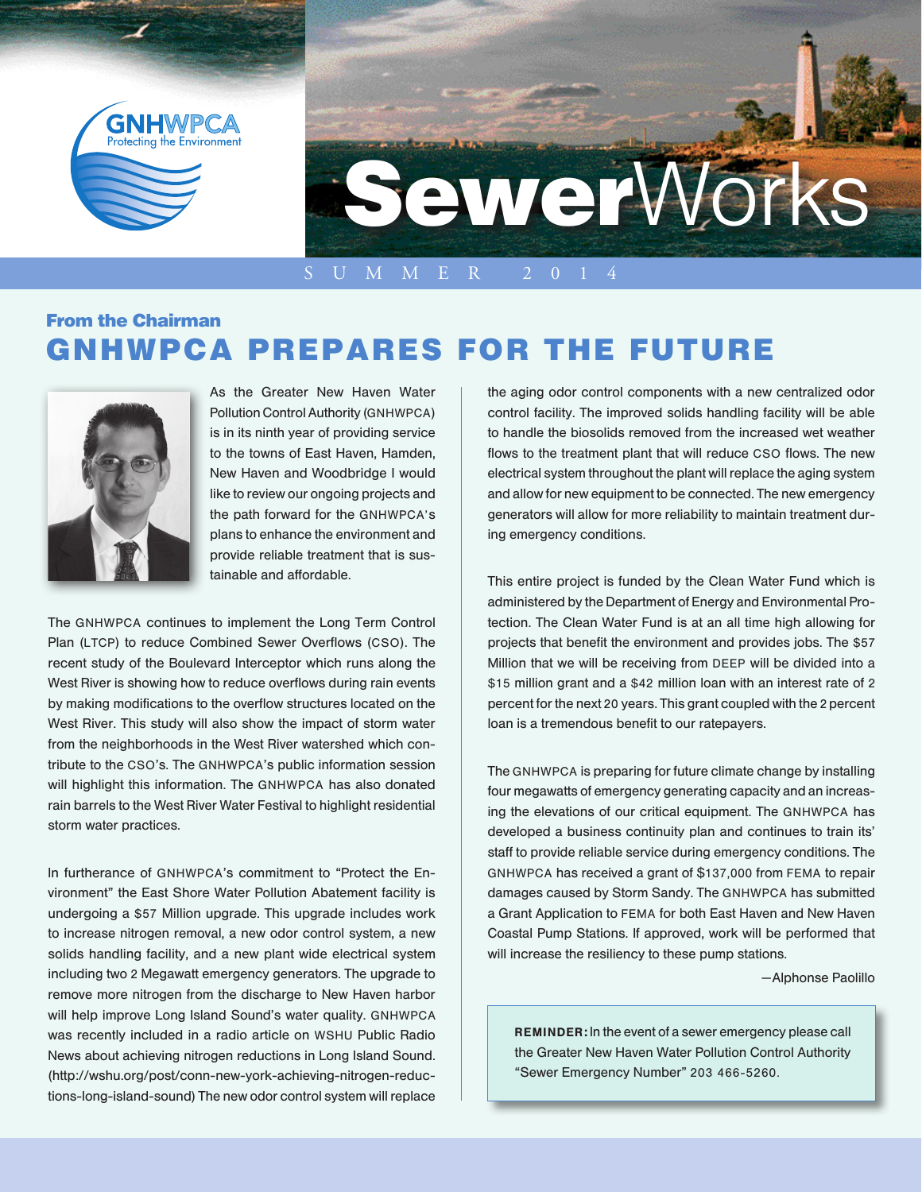GNHWPCA
Protecting the Environment

# SewerWorks

SUMMER 2014

### From the Chairman

## GNHWPCA PREPARES FOR THE FUTURE

As the Greater New Haven Water Pollution Control Authority (GNHWPCA) is in its ninth year of providing service to the towns of East Haven, Hamden, New Haven and Woodbridge I would like to review our ongoing projects and the path forward for the GNHWPCA's plans to enhance the environment and provide reliable treatment that is sustainable and affordable.

The GNHWPCA continues to implement the Long Term Control Plan (LTCP) to reduce Combined Sewer Overflows (CSO). The recent study of the Boulevard Interceptor which runs along the West River is showing how to reduce overflows during rain events by making modifications to the overflow structures located on the West River. This study will also show the impact of storm water from the neighborhoods in the West River watershed which contribute to the CSO's. The GNHWPCA's public information session will highlight this information. The GNHWPCA has also donated rain barrels to the West River Water Festival to highlight residential storm water practices.

In furtherance of GNHWPCA's commitment to "Protect the Environment" the East Shore Water Pollution Abatement facility is undergoing a $57 Million upgrade. This upgrade includes work to increase nitrogen removal, a new odor control system, a new solids handling facility, and a new plant wide electrical system including two 2 Megawatt emergency generators. The upgrade to remove more nitrogen from the discharge to New Haven harbor will help improve Long Island Sound's water quality. GNHWPCA was recently included in a radio article on WSHU Public Radio News about achieving nitrogen reductions in Long Island Sound. (http://wshu.org/post/conn-new-york-achieving-nitrogen-reductions-long-island-sound) The new odor control system will replace the aging odor control components with a new centralized odor control facility. The improved solids handling facility will be able to handle the biosolids removed from the increased wet weather flows to the treatment plant that will reduce CSO flows. The new electrical system throughout the plant will replace the aging system and allow for new equipment to be connected. The new emergency generators will allow for more reliability to maintain treatment during emergency conditions.

This entire project is funded by the Clean Water Fund which is administered by the Department of Energy and Environmental Protection. The Clean Water Fund is at an all time high allowing for projects that benefit the environment and provides jobs. The $57 Million that we will be receiving from DEEP will be divided into a $15 million grant and a $42 million loan with an interest rate of 2 percent for the next 20 years. This grant coupled with the 2 percent loan is a tremendous benefit to our ratepayers.

The GNHWPCA is preparing for future climate change by installing four megawatts of emergency generating capacity and an increasing the elevations of our critical equipment. The GNHWPCA has developed a business continuity plan and continues to train its' staff to provide reliable service during emergency conditions. The GNHWPCA has received a grant of $137,000 from FEMA to repair damages caused by Storm Sandy. The GNHWPCA has submitted a Grant Application to FEMA for both East Haven and New Haven Coastal Pump Stations. If approved, work will be performed that will increase the resiliency to these pump stations.

—Alphonse Paolillo

**REMINDER:** In the event of a sewer emergency please call the Greater New Haven Water Pollution Control Authority "Sewer Emergency Number" 203 466-5260.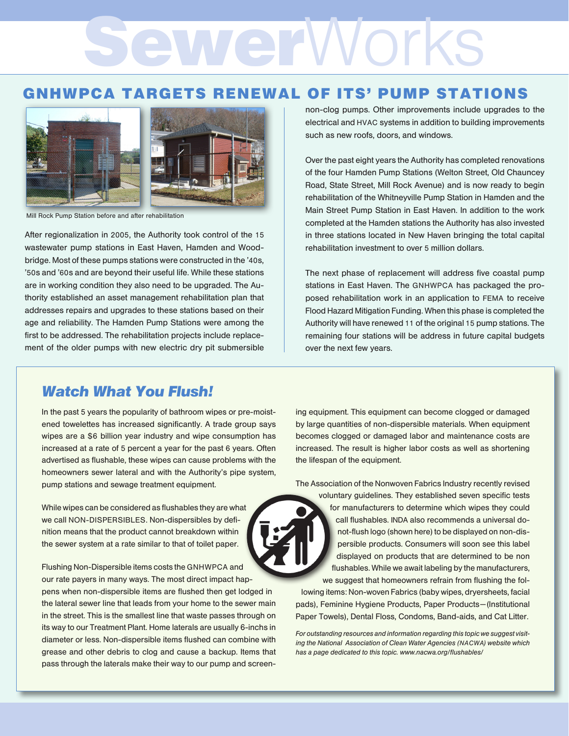# SewerWorks

## GNHWPCA TARGETS RENEWAL OF ITS' PUMP STATIONS

Mill Rock Pump Station before and after rehabilitation

After regionalization in 2005, the Authority took control of the 15 wastewater pump stations in East Haven, Hamden and Woodbridge. Most of these pumps stations were constructed in the '40s, '50s and '60s and are beyond their useful life. While these stations are in working condition they also need to be upgraded. The Authority established an asset management rehabilitation plan that addresses repairs and upgrades to these stations based on their age and reliability. The Hamden Pump Stations were among the first to be addressed. The rehabilitation projects include replacement of the older pumps with new electric dry pit submersible non-clog pumps. Other improvements include upgrades to the electrical and HVAC systems in addition to building improvements such as new roofs, doors, and windows.

Over the past eight years the Authority has completed renovations of the four Hamden Pump Stations (Welton Street, Old Chauncey Road, State Street, Mill Rock Avenue) and is now ready to begin rehabilitation of the Whitneyville Pump Station in Hamden and the Main Street Pump Station in East Haven. In addition to the work completed at the Hamden stations the Authority has also invested in three stations located in New Haven bringing the total capital rehabilitation investment to over 5 million dollars.

The next phase of replacement will address five coastal pump stations in East Haven. The GNHWPCA has packaged the proposed rehabilitation work in an application to FEMA to receive Flood Hazard Mitigation Funding. When this phase is completed the Authority will have renewed 11 of the original 15 pump stations. The remaining four stations will be address in future capital budgets over the next few years.

## *Watch What You Flush!*

In the past 5 years the popularity of bathroom wipes or pre-moistened towelettes has increased significantly. A trade group says wipes are a $6 billion year industry and wipe consumption has increased at a rate of 5 percent a year for the past 6 years. Often advertised as flushable, these wipes can cause problems with the homeowners sewer lateral and with the Authority's pipe system, pump stations and sewage treatment equipment.

While wipes can be considered as flushables they are what we call NON-DISPERSIBLES. Non-dispersibles by definition means that the product cannot breakdown within the sewer system at a rate similar to that of toilet paper.

Flushing Non-Dispersible items costs the GNHWPCA and our rate payers in many ways. The most direct impact happens when non-dispersible items are flushed then get lodged in the lateral sewer line that leads from your home to the sewer main in the street. This is the smallest line that waste passes through on its way to our Treatment Plant. Home laterals are usually 6-inchs in diameter or less. Non-dispersible items flushed can combine with grease and other debris to clog and cause a backup. Items that pass through the laterals make their way to our pump and screening equipment. This equipment can become clogged or damaged by large quantities of non-dispersible materials. When equipment becomes clogged or damaged labor and maintenance costs are increased. The result is higher labor costs as well as shortening the lifespan of the equipment.

The Association of the Nonwoven Fabrics Industry recently revised voluntary guidelines. They established seven specific tests for manufacturers to determine which wipes they could call flushables. INDA also recommends a universal do-not-flush logo (shown here) to be displayed on non-dispersible products. Consumers will soon see this label displayed on products that are determined to be non flushables. While we await labeling by the manufacturers, we suggest that homeowners refrain from flushing the following items: Non-woven Fabrics (baby wipes, dryersheets, facial pads), Feminine Hygiene Products, Paper Products—(Institutional Paper Towels), Dental Floss, Condoms, Band-aids, and Cat Litter.

*For outstanding resources and information regarding this topic we suggest visiting the National Association of Clean Water Agencies (NACWA) website which has a page dedicated to this topic. www.nacwa.org/flushables/*